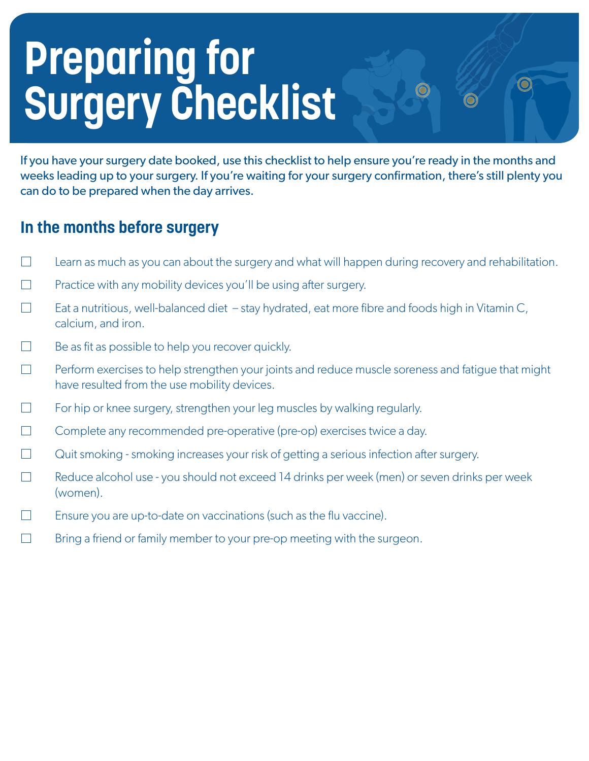# Preparing for Surgery Checklist

If you have your surgery date booked, use this checklist to help ensure you're ready in the months and weeks leading up to your surgery. If you're waiting for your surgery confirmation, there's still plenty you can do to be prepared when the day arrives.

## In the months before surgery

- ☐ Learn as much as you can about the surgery and what will happen during recovery and rehabilitation.
- ☐ Practice with any mobility devices you'll be using after surgery.
- ☐ Eat a nutritious, well-balanced diet – stay hydrated, eat more fibre and foods high in Vitamin C, calcium, and iron.
- ☐ Be as fit as possible to help you recover quickly.
- ☐ Perform exercises to help strengthen your joints and reduce muscle soreness and fatigue that might have resulted from the use mobility devices.
- ☐ For hip or knee surgery, strengthen your leg muscles by walking regularly.
- ☐ Complete any recommended pre-operative (pre-op) exercises twice a day.
- ☐ Quit smoking - smoking increases your risk of getting a serious infection after surgery.
- ☐ Reduce alcohol use - you should not exceed 14 drinks per week (men) or seven drinks per week (women).
- ☐ Ensure you are up-to-date on vaccinations (such as the flu vaccine).
- ☐ Bring a friend or family member to your pre-op meeting with the surgeon.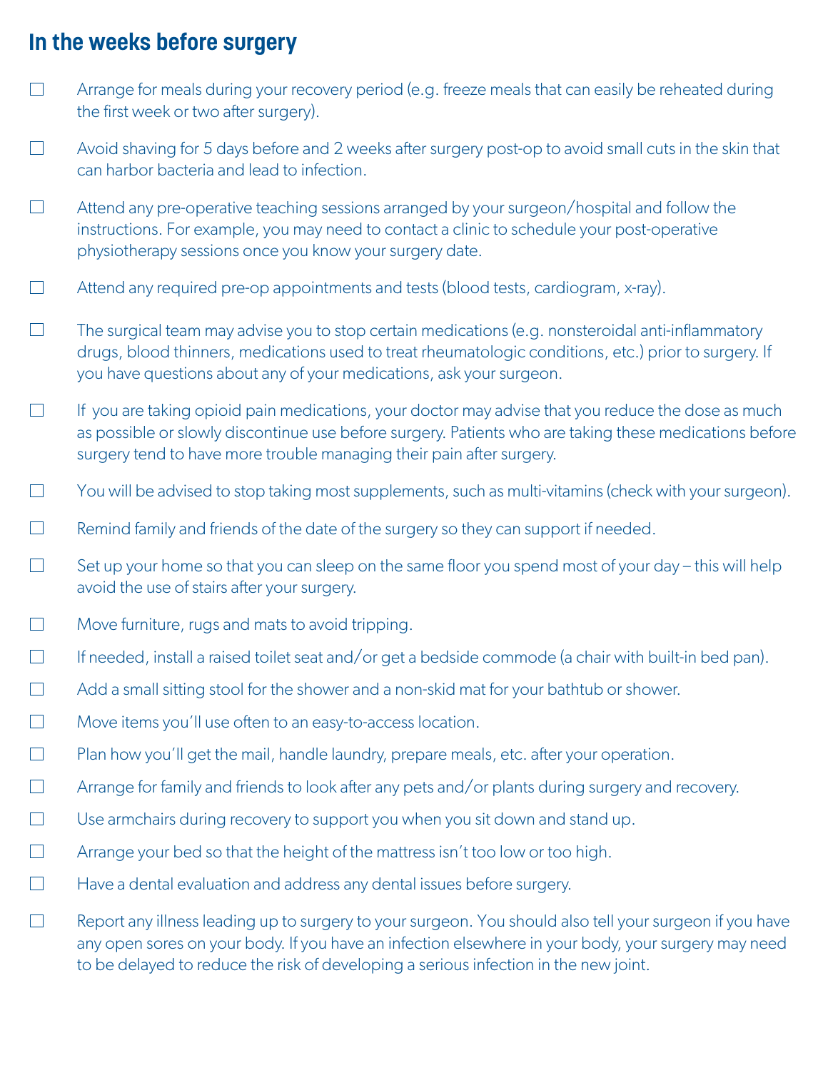## In the weeks before surgery

- [ ] Arrange for meals during your recovery period (e.g. freeze meals that can easily be reheated during the first week or two after surgery).
- [ ] Avoid shaving for 5 days before and 2 weeks after surgery post-op to avoid small cuts in the skin that can harbor bacteria and lead to infection.
- [ ] Attend any pre-operative teaching sessions arranged by your surgeon/hospital and follow the instructions. For example, you may need to contact a clinic to schedule your post-operative physiotherapy sessions once you know your surgery date.
- [ ] Attend any required pre-op appointments and tests (blood tests, cardiogram, x-ray).
- [ ] The surgical team may advise you to stop certain medications (e.g. nonsteroidal anti-inflammatory drugs, blood thinners, medications used to treat rheumatologic conditions, etc.) prior to surgery. If you have questions about any of your medications, ask your surgeon.
- [ ] If you are taking opioid pain medications, your doctor may advise that you reduce the dose as much as possible or slowly discontinue use before surgery. Patients who are taking these medications before surgery tend to have more trouble managing their pain after surgery.
- [ ] You will be advised to stop taking most supplements, such as multi-vitamins (check with your surgeon).
- [ ] Remind family and friends of the date of the surgery so they can support if needed.
- [ ] Set up your home so that you can sleep on the same floor you spend most of your day – this will help avoid the use of stairs after your surgery.
- [ ] Move furniture, rugs and mats to avoid tripping.
- [ ] If needed, install a raised toilet seat and/or get a bedside commode (a chair with built-in bed pan).
- [ ] Add a small sitting stool for the shower and a non-skid mat for your bathtub or shower.
- [ ] Move items you'll use often to an easy-to-access location.
- [ ] Plan how you'll get the mail, handle laundry, prepare meals, etc. after your operation.
- [ ] Arrange for family and friends to look after any pets and/or plants during surgery and recovery.
- [ ] Use armchairs during recovery to support you when you sit down and stand up.
- [ ] Arrange your bed so that the height of the mattress isn't too low or too high.
- [ ] Have a dental evaluation and address any dental issues before surgery.
- [ ] Report any illness leading up to surgery to your surgeon. You should also tell your surgeon if you have any open sores on your body. If you have an infection elsewhere in your body, your surgery may need to be delayed to reduce the risk of developing a serious infection in the new joint.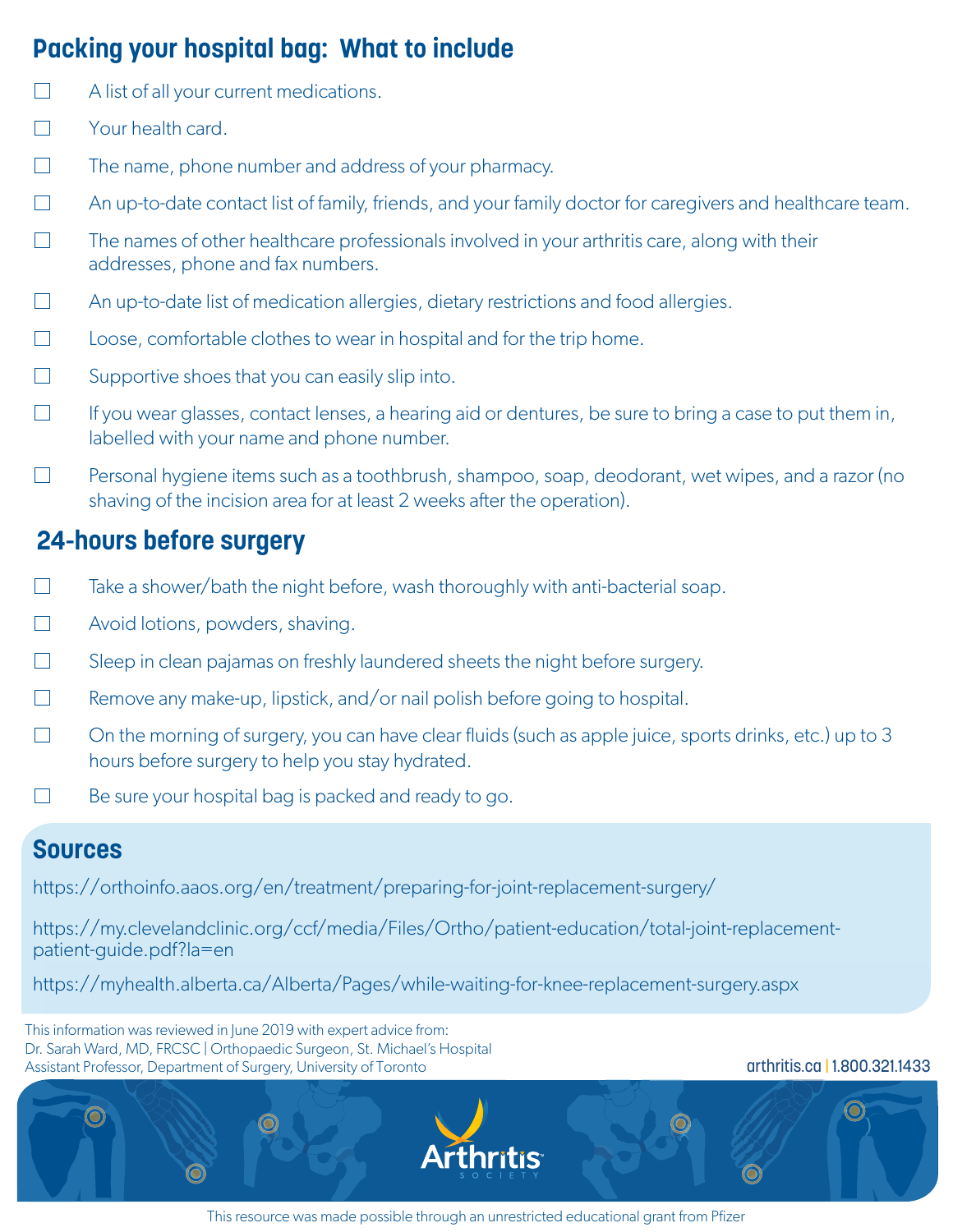## Packing your hospital bag: What to include

- [ ] A list of all your current medications.
- [ ] Your health card.
- [ ] The name, phone number and address of your pharmacy.
- [ ] An up-to-date contact list of family, friends, and your family doctor for caregivers and healthcare team.
- [ ] The names of other healthcare professionals involved in your arthritis care, along with their addresses, phone and fax numbers.
- [ ] An up-to-date list of medication allergies, dietary restrictions and food allergies.
- [ ] Loose, comfortable clothes to wear in hospital and for the trip home.
- [ ] Supportive shoes that you can easily slip into.
- [ ] If you wear glasses, contact lenses, a hearing aid or dentures, be sure to bring a case to put them in, labelled with your name and phone number.
- [ ] Personal hygiene items such as a toothbrush, shampoo, soap, deodorant, wet wipes, and a razor (no shaving of the incision area for at least 2 weeks after the operation).

## 24-hours before surgery

- [ ] Take a shower/bath the night before, wash thoroughly with anti-bacterial soap.
- [ ] Avoid lotions, powders, shaving.
- [ ] Sleep in clean pajamas on freshly laundered sheets the night before surgery.
- [ ] Remove any make-up, lipstick, and/or nail polish before going to hospital.
- [ ] On the morning of surgery, you can have clear fluids (such as apple juice, sports drinks, etc.) up to 3 hours before surgery to help you stay hydrated.
- [ ] Be sure your hospital bag is packed and ready to go.

## Sources

https://orthoinfo.aaos.org/en/treatment/preparing-for-joint-replacement-surgery/

https://my.clevelandclinic.org/ccf/media/Files/Ortho/patient-education/total-joint-replacement-patient-guide.pdf?la=en

https://myhealth.alberta.ca/Alberta/Pages/while-waiting-for-knee-replacement-surgery.aspx

This information was reviewed in June 2019 with expert advice from:
Dr. Sarah Ward, MD, FRCSC | Orthopaedic Surgeon, St. Michael's Hospital
Assistant Professor, Department of Surgery, University of Toronto

arthritis.ca | 1.800.321.1433

Arthritis Society

This resource was made possible through an unrestricted educational grant from Pfizer